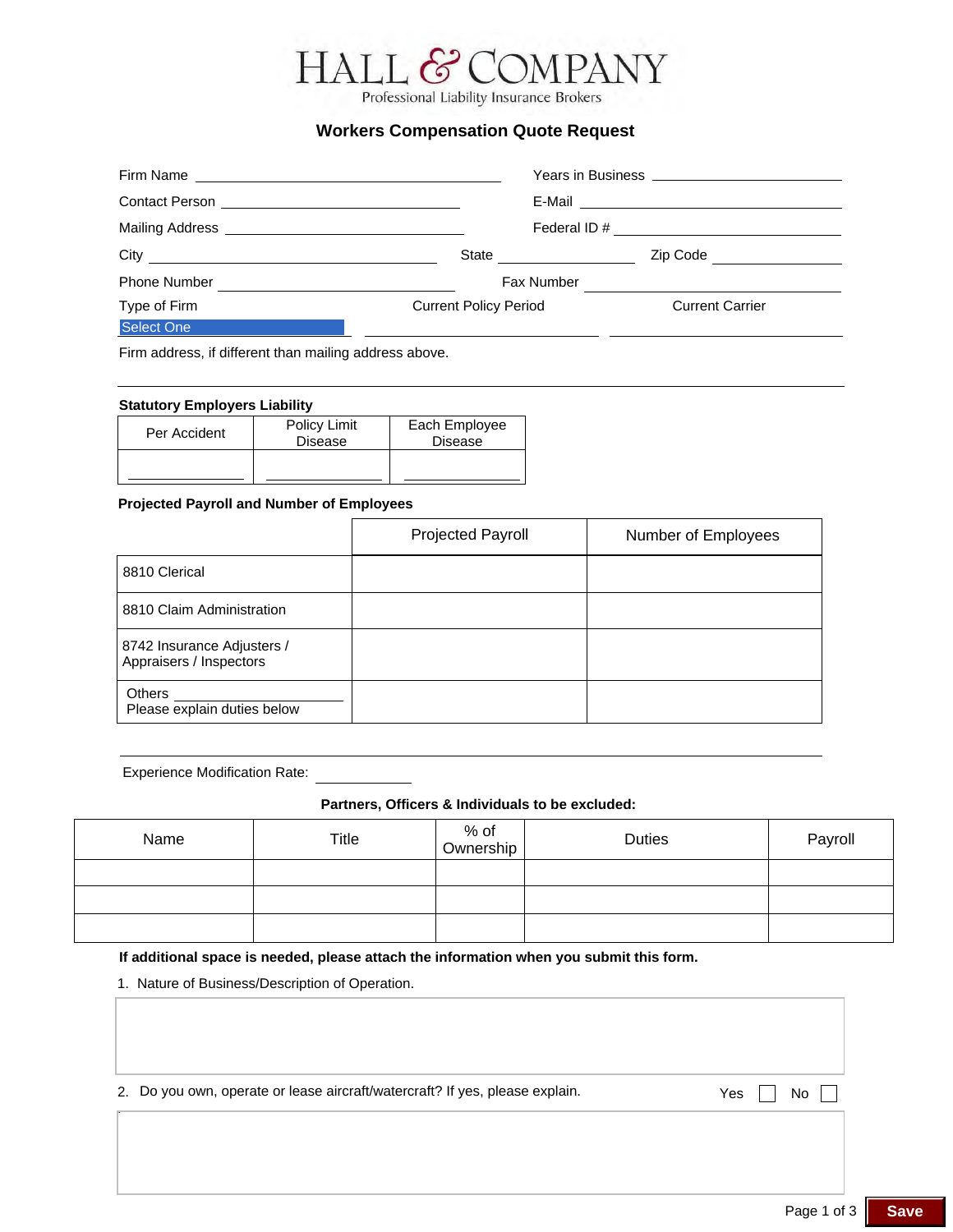# HALL & COMPANY

Professional Liability Insurance Brokers

## Workers Compensation Quote Request

Firm Name ______________________ Years in Business ______________________

Contact Person ______________________ E-Mail ______________________

Mailing Address ______________________ Federal ID # ______________________

City ______________________ State ______________ Zip Code ______________

Phone Number ______________________ Fax Number ______________________

Type of Firm: Select One | Current Policy Period ______________ | Current Carrier ______________

Firm address, if different than mailing address above.

______________________________________________________________

### Statutory Employers Liability

| Per Accident | Policy Limit Disease | Each Employee Disease |
|---|---|---|
| | | |

### Projected Payroll and Number of Employees

| | Projected Payroll | Number of Employees |
|---|---|---|
| 8810 Clerical | | |
| 8810 Claim Administration | | |
| 8742 Insurance Adjusters / Appraisers / Inspectors | | |
| Others ______________ Please explain duties below | | |

Experience Modification Rate: ____________

### Partners, Officers & Individuals to be excluded:

| Name | Title | % of Ownership | Duties | Payroll |
|---|---|---|---|---|
| | | | | |
| | | | | |
| | | | | |

**If additional space is needed, please attach the information when you submit this form.**

1. Nature of Business/Description of Operation.

2. Do you own, operate or lease aircraft/watercraft? If yes, please explain. Yes ☐ No ☐

Save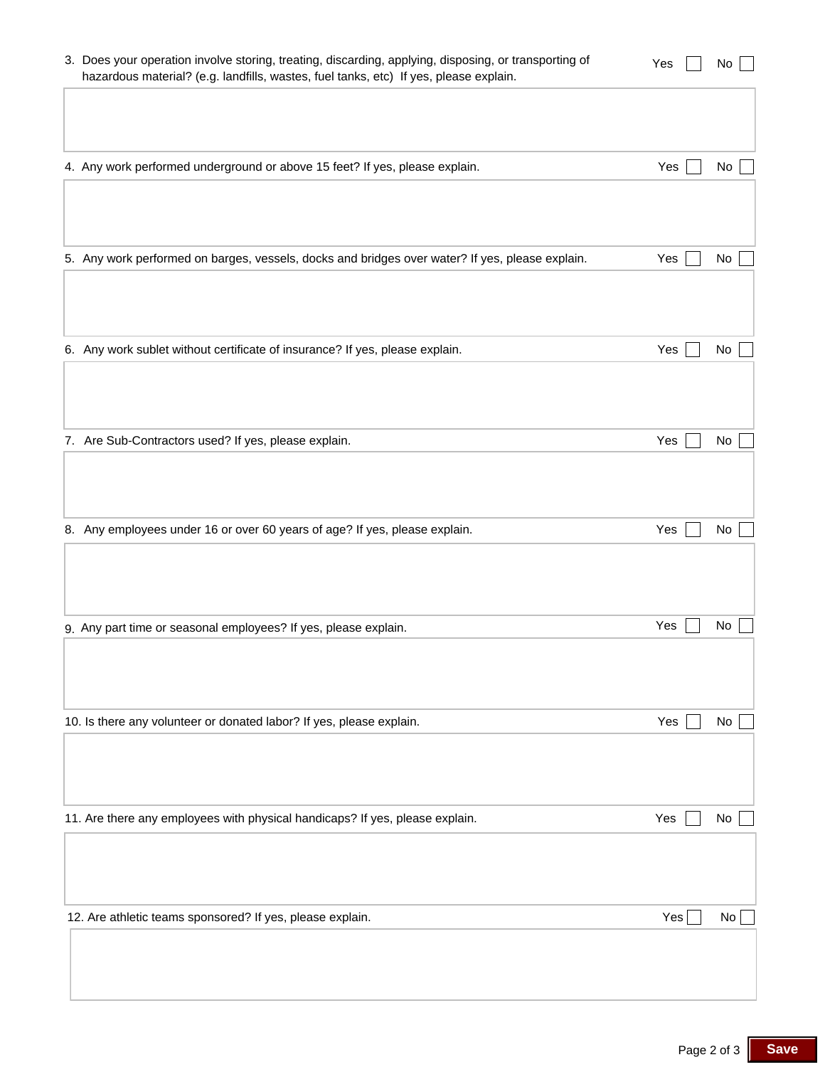3. Does your operation involve storing, treating, discarding, applying, disposing, or transporting of hazardous material? (e.g. landfills, wastes, fuel tanks, etc) If yes, please explain. Yes ☐ No ☐

4. Any work performed underground or above 15 feet? If yes, please explain. Yes ☐ No ☐

5. Any work performed on barges, vessels, docks and bridges over water? If yes, please explain. Yes ☐ No ☐

6. Any work sublet without certificate of insurance? If yes, please explain. Yes ☐ No ☐

7. Are Sub-Contractors used? If yes, please explain. Yes ☐ No ☐

8. Any employees under 16 or over 60 years of age? If yes, please explain. Yes ☐ No ☐

9. Any part time or seasonal employees? If yes, please explain. Yes ☐ No ☐

10. Is there any volunteer or donated labor? If yes, please explain. Yes ☐ No ☐

11. Are there any employees with physical handicaps? If yes, please explain. Yes ☐ No ☐

12. Are athletic teams sponsored? If yes, please explain. Yes ☐ No ☐

Save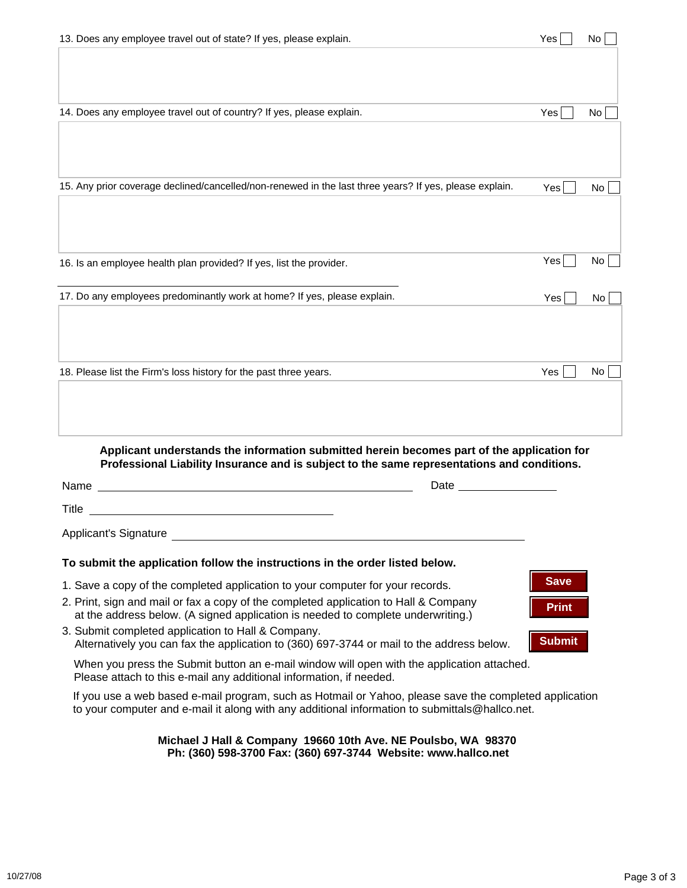13. Does any employee travel out of state? If yes, please explain. Yes ☐ No ☐

14. Does any employee travel out of country? If yes, please explain. Yes ☐ No ☐

15. Any prior coverage declined/cancelled/non-renewed in the last three years? If yes, please explain. Yes ☐ No ☐

16. Is an employee health plan provided? If yes, list the provider. Yes ☐ No ☐

\_\_\_\_\_\_\_\_\_\_\_\_\_\_\_\_\_\_\_\_\_\_\_\_\_\_\_\_\_\_\_\_\_\_\_\_\_\_\_\_\_\_\_\_

17. Do any employees predominantly work at home? If yes, please explain. Yes ☐ No ☐

18. Please list the Firm's loss history for the past three years. Yes ☐ No ☐

**Applicant understands the information submitted herein becomes part of the application for Professional Liability Insurance and is subject to the same representations and conditions.**

Name \_\_\_\_\_\_\_\_\_\_\_\_\_\_\_\_\_\_\_\_\_\_\_\_\_\_\_\_\_\_\_\_\_\_\_\_\_\_\_\_ Date \_\_\_\_\_\_\_\_\_\_\_\_

Title \_\_\_\_\_\_\_\_\_\_\_\_\_\_\_\_\_\_\_\_\_\_\_\_\_\_\_\_\_\_

Applicant's Signature \_\_\_\_\_\_\_\_\_\_\_\_\_\_\_\_\_\_\_\_\_\_\_\_\_\_\_\_\_\_\_\_\_\_\_\_\_\_\_\_\_\_\_\_

**To submit the application follow the instructions in the order listed below.**

1. Save a copy of the completed application to your computer for your records. **Save**
2. Print, sign and mail or fax a copy of the completed application to Hall & Company at the address below. (A signed application is needed to complete underwriting.) **Print**
3. Submit completed application to Hall & Company. Alternatively you can fax the application to (360) 697-3744 or mail to the address below. **Submit**

When you press the Submit button an e-mail window will open with the application attached. Please attach to this e-mail any additional information, if needed.

If you use a web based e-mail program, such as Hotmail or Yahoo, please save the completed application to your computer and e-mail it along with any additional information to submittals@hallco.net.

**Michael J Hall & Company 19660 10th Ave. NE Poulsbo, WA 98370**
**Ph: (360) 598-3700 Fax: (360) 697-3744 Website: www.hallco.net**

10/27/08